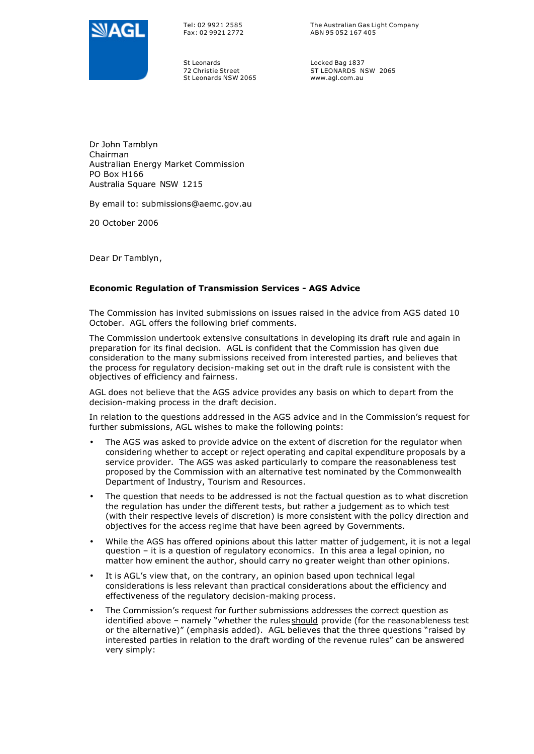AGL

Tel: 02 9921 2585
Fax: 02 9921 2772

St Leonards
72 Christie Street
St Leonards NSW 2065

The Australian Gas Light Company
ABN 95 052 167 405

Locked Bag 1837
ST LEONARDS NSW 2065
www.agl.com.au

Dr John Tamblyn
Chairman
Australian Energy Market Commission
PO Box H166
Australia Square NSW 1215

By email to: submissions@aemc.gov.au

20 October 2006

Dear Dr Tamblyn,

**Economic Regulation of Transmission Services - AGS Advice**

The Commission has invited submissions on issues raised in the advice from AGS dated 10 October. AGL offers the following brief comments.

The Commission undertook extensive consultations in developing its draft rule and again in preparation for its final decision. AGL is confident that the Commission has given due consideration to the many submissions received from interested parties, and believes that the process for regulatory decision-making set out in the draft rule is consistent with the objectives of efficiency and fairness.

AGL does not believe that the AGS advice provides any basis on which to depart from the decision-making process in the draft decision.

In relation to the questions addressed in the AGS advice and in the Commission's request for further submissions, AGL wishes to make the following points:

- The AGS was asked to provide advice on the extent of discretion for the regulator when considering whether to accept or reject operating and capital expenditure proposals by a service provider. The AGS was asked particularly to compare the reasonableness test proposed by the Commission with an alternative test nominated by the Commonwealth Department of Industry, Tourism and Resources.
- The question that needs to be addressed is not the factual question as to what discretion the regulation has under the different tests, but rather a judgement as to which test (with their respective levels of discretion) is more consistent with the policy direction and objectives for the access regime that have been agreed by Governments.
- While the AGS has offered opinions about this latter matter of judgement, it is not a legal question – it is a question of regulatory economics. In this area a legal opinion, no matter how eminent the author, should carry no greater weight than other opinions.
- It is AGL's view that, on the contrary, an opinion based upon technical legal considerations is less relevant than practical considerations about the efficiency and effectiveness of the regulatory decision-making process.
- The Commission's request for further submissions addresses the correct question as identified above – namely "whether the rules should provide (for the reasonableness test or the alternative)" (emphasis added). AGL believes that the three questions "raised by interested parties in relation to the draft wording of the revenue rules" can be answered very simply: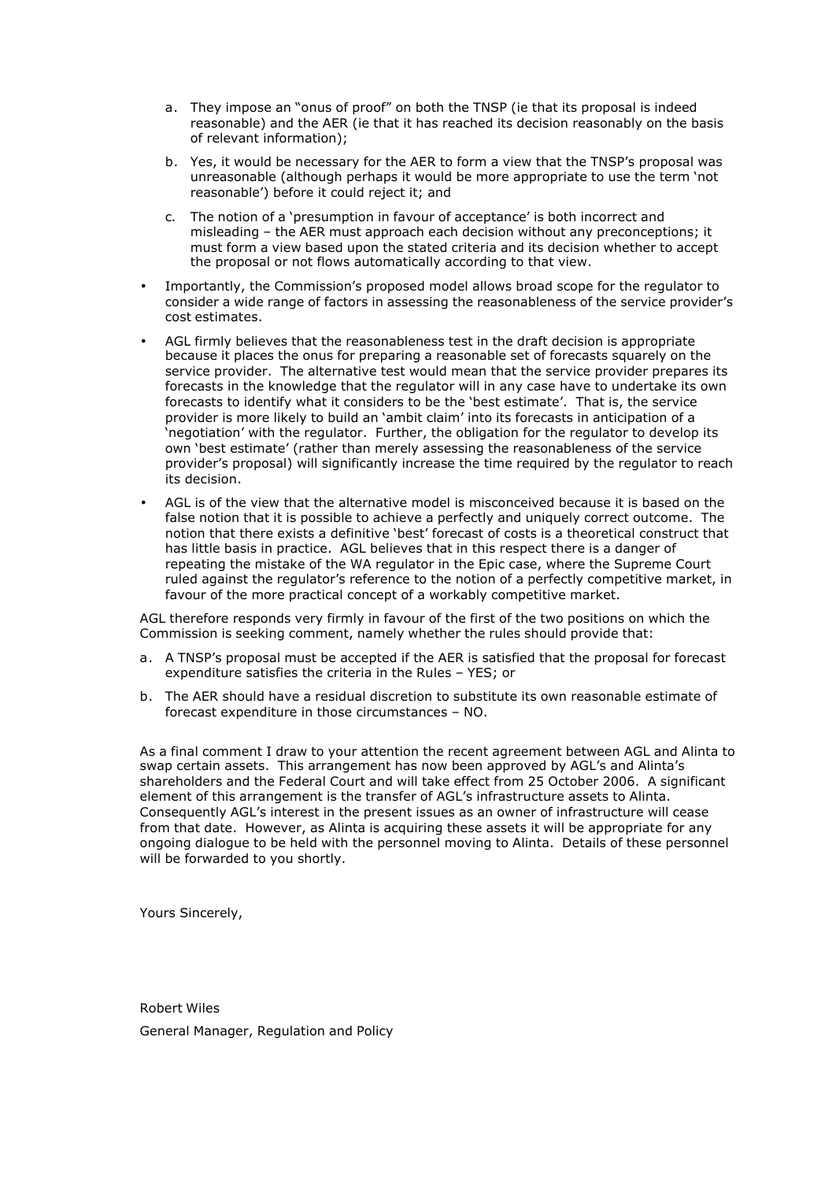a. They impose an "onus of proof" on both the TNSP (ie that its proposal is indeed reasonable) and the AER (ie that it has reached its decision reasonably on the basis of relevant information);

b. Yes, it would be necessary for the AER to form a view that the TNSP's proposal was unreasonable (although perhaps it would be more appropriate to use the term 'not reasonable') before it could reject it; and

c. The notion of a 'presumption in favour of acceptance' is both incorrect and misleading – the AER must approach each decision without any preconceptions; it must form a view based upon the stated criteria and its decision whether to accept the proposal or not flows automatically according to that view.

- Importantly, the Commission's proposed model allows broad scope for the regulator to consider a wide range of factors in assessing the reasonableness of the service provider's cost estimates.
- AGL firmly believes that the reasonableness test in the draft decision is appropriate because it places the onus for preparing a reasonable set of forecasts squarely on the service provider. The alternative test would mean that the service provider prepares its forecasts in the knowledge that the regulator will in any case have to undertake its own forecasts to identify what it considers to be the 'best estimate'. That is, the service provider is more likely to build an 'ambit claim' into its forecasts in anticipation of a 'negotiation' with the regulator. Further, the obligation for the regulator to develop its own 'best estimate' (rather than merely assessing the reasonableness of the service provider's proposal) will significantly increase the time required by the regulator to reach its decision.
- AGL is of the view that the alternative model is misconceived because it is based on the false notion that it is possible to achieve a perfectly and uniquely correct outcome. The notion that there exists a definitive 'best' forecast of costs is a theoretical construct that has little basis in practice. AGL believes that in this respect there is a danger of repeating the mistake of the WA regulator in the Epic case, where the Supreme Court ruled against the regulator's reference to the notion of a perfectly competitive market, in favour of the more practical concept of a workably competitive market.

AGL therefore responds very firmly in favour of the first of the two positions on which the Commission is seeking comment, namely whether the rules should provide that:

a. A TNSP's proposal must be accepted if the AER is satisfied that the proposal for forecast expenditure satisfies the criteria in the Rules – YES; or

b. The AER should have a residual discretion to substitute its own reasonable estimate of forecast expenditure in those circumstances – NO.

As a final comment I draw to your attention the recent agreement between AGL and Alinta to swap certain assets. This arrangement has now been approved by AGL's and Alinta's shareholders and the Federal Court and will take effect from 25 October 2006. A significant element of this arrangement is the transfer of AGL's infrastructure assets to Alinta. Consequently AGL's interest in the present issues as an owner of infrastructure will cease from that date. However, as Alinta is acquiring these assets it will be appropriate for any ongoing dialogue to be held with the personnel moving to Alinta. Details of these personnel will be forwarded to you shortly.

Yours Sincerely,

Robert Wiles

General Manager, Regulation and Policy